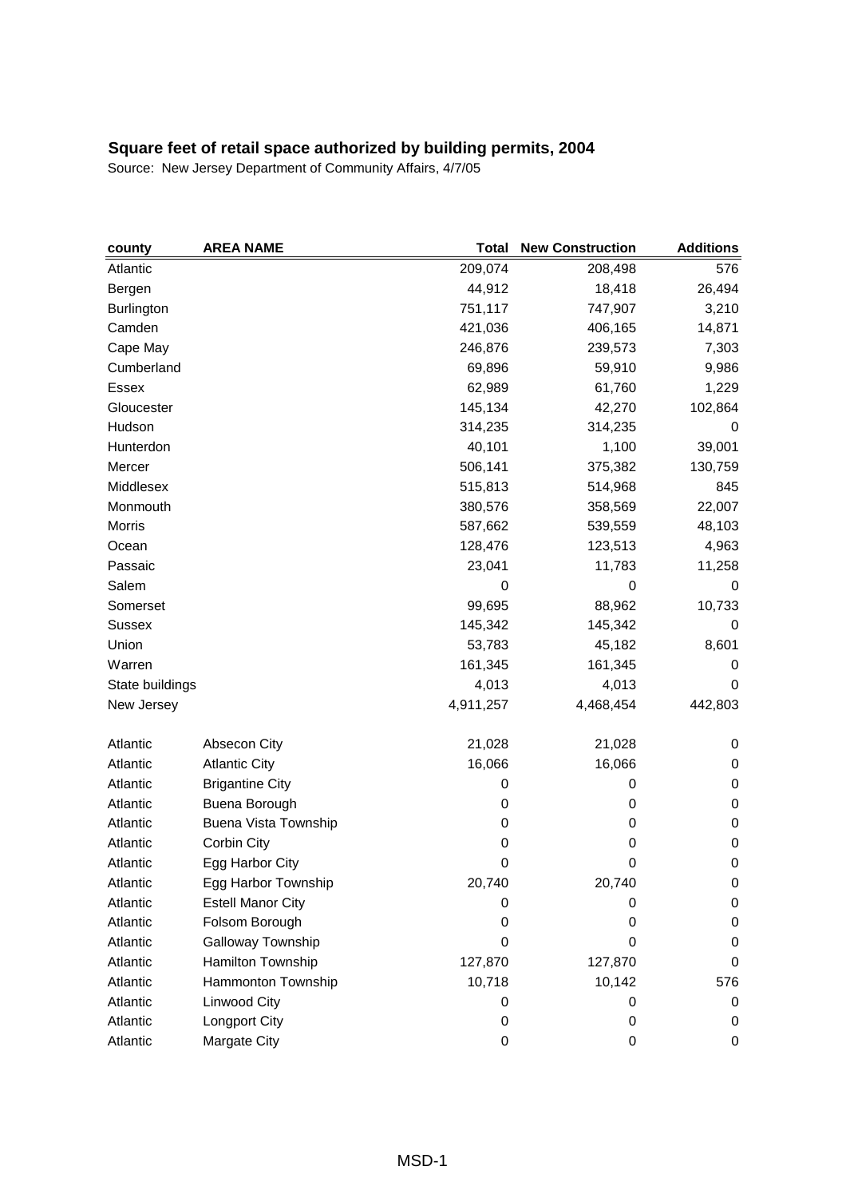## Square feet of retail space authorized by building permits, 2004

Source: New Jersey Department of Community Affairs, 4/7/05

| county | AREA NAME | Total | New Construction | Additions |
|---|---|---|---|---|
| Atlantic | | 209,074 | 208,498 | 576 |
| Bergen | | 44,912 | 18,418 | 26,494 |
| Burlington | | 751,117 | 747,907 | 3,210 |
| Camden | | 421,036 | 406,165 | 14,871 |
| Cape May | | 246,876 | 239,573 | 7,303 |
| Cumberland | | 69,896 | 59,910 | 9,986 |
| Essex | | 62,989 | 61,760 | 1,229 |
| Gloucester | | 145,134 | 42,270 | 102,864 |
| Hudson | | 314,235 | 314,235 | 0 |
| Hunterdon | | 40,101 | 1,100 | 39,001 |
| Mercer | | 506,141 | 375,382 | 130,759 |
| Middlesex | | 515,813 | 514,968 | 845 |
| Monmouth | | 380,576 | 358,569 | 22,007 |
| Morris | | 587,662 | 539,559 | 48,103 |
| Ocean | | 128,476 | 123,513 | 4,963 |
| Passaic | | 23,041 | 11,783 | 11,258 |
| Salem | | 0 | 0 | 0 |
| Somerset | | 99,695 | 88,962 | 10,733 |
| Sussex | | 145,342 | 145,342 | 0 |
| Union | | 53,783 | 45,182 | 8,601 |
| Warren | | 161,345 | 161,345 | 0 |
| State buildings | | 4,013 | 4,013 | 0 |
| New Jersey | | 4,911,257 | 4,468,454 | 442,803 |
| | | | | |
| Atlantic | Absecon City | 21,028 | 21,028 | 0 |
| Atlantic | Atlantic City | 16,066 | 16,066 | 0 |
| Atlantic | Brigantine City | 0 | 0 | 0 |
| Atlantic | Buena Borough | 0 | 0 | 0 |
| Atlantic | Buena Vista Township | 0 | 0 | 0 |
| Atlantic | Corbin City | 0 | 0 | 0 |
| Atlantic | Egg Harbor City | 0 | 0 | 0 |
| Atlantic | Egg Harbor Township | 20,740 | 20,740 | 0 |
| Atlantic | Estell Manor City | 0 | 0 | 0 |
| Atlantic | Folsom Borough | 0 | 0 | 0 |
| Atlantic | Galloway Township | 0 | 0 | 0 |
| Atlantic | Hamilton Township | 127,870 | 127,870 | 0 |
| Atlantic | Hammonton Township | 10,718 | 10,142 | 576 |
| Atlantic | Linwood City | 0 | 0 | 0 |
| Atlantic | Longport City | 0 | 0 | 0 |
| Atlantic | Margate City | 0 | 0 | 0 |

MSD-1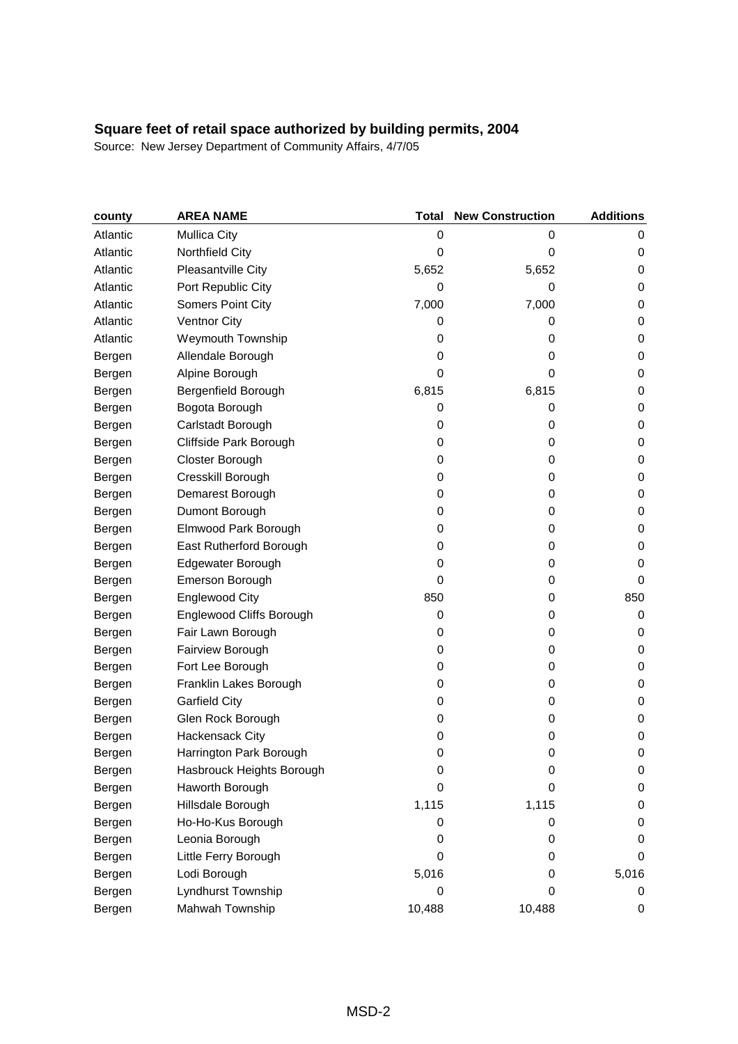**Square feet of retail space authorized by building permits, 2004**

Source: New Jersey Department of Community Affairs, 4/7/05

| county | AREA NAME | Total | New Construction | Additions |
|---|---|---|---|---|
| Atlantic | Mullica City | 0 | 0 | 0 |
| Atlantic | Northfield City | 0 | 0 | 0 |
| Atlantic | Pleasantville City | 5,652 | 5,652 | 0 |
| Atlantic | Port Republic City | 0 | 0 | 0 |
| Atlantic | Somers Point City | 7,000 | 7,000 | 0 |
| Atlantic | Ventnor City | 0 | 0 | 0 |
| Atlantic | Weymouth Township | 0 | 0 | 0 |
| Bergen | Allendale Borough | 0 | 0 | 0 |
| Bergen | Alpine Borough | 0 | 0 | 0 |
| Bergen | Bergenfield Borough | 6,815 | 6,815 | 0 |
| Bergen | Bogota Borough | 0 | 0 | 0 |
| Bergen | Carlstadt Borough | 0 | 0 | 0 |
| Bergen | Cliffside Park Borough | 0 | 0 | 0 |
| Bergen | Closter Borough | 0 | 0 | 0 |
| Bergen | Cresskill Borough | 0 | 0 | 0 |
| Bergen | Demarest Borough | 0 | 0 | 0 |
| Bergen | Dumont Borough | 0 | 0 | 0 |
| Bergen | Elmwood Park Borough | 0 | 0 | 0 |
| Bergen | East Rutherford Borough | 0 | 0 | 0 |
| Bergen | Edgewater Borough | 0 | 0 | 0 |
| Bergen | Emerson Borough | 0 | 0 | 0 |
| Bergen | Englewood City | 850 | 0 | 850 |
| Bergen | Englewood Cliffs Borough | 0 | 0 | 0 |
| Bergen | Fair Lawn Borough | 0 | 0 | 0 |
| Bergen | Fairview Borough | 0 | 0 | 0 |
| Bergen | Fort Lee Borough | 0 | 0 | 0 |
| Bergen | Franklin Lakes Borough | 0 | 0 | 0 |
| Bergen | Garfield City | 0 | 0 | 0 |
| Bergen | Glen Rock Borough | 0 | 0 | 0 |
| Bergen | Hackensack City | 0 | 0 | 0 |
| Bergen | Harrington Park Borough | 0 | 0 | 0 |
| Bergen | Hasbrouck Heights Borough | 0 | 0 | 0 |
| Bergen | Haworth Borough | 0 | 0 | 0 |
| Bergen | Hillsdale Borough | 1,115 | 1,115 | 0 |
| Bergen | Ho-Ho-Kus Borough | 0 | 0 | 0 |
| Bergen | Leonia Borough | 0 | 0 | 0 |
| Bergen | Little Ferry Borough | 0 | 0 | 0 |
| Bergen | Lodi Borough | 5,016 | 0 | 5,016 |
| Bergen | Lyndhurst Township | 0 | 0 | 0 |
| Bergen | Mahwah Township | 10,488 | 10,488 | 0 |

MSD-2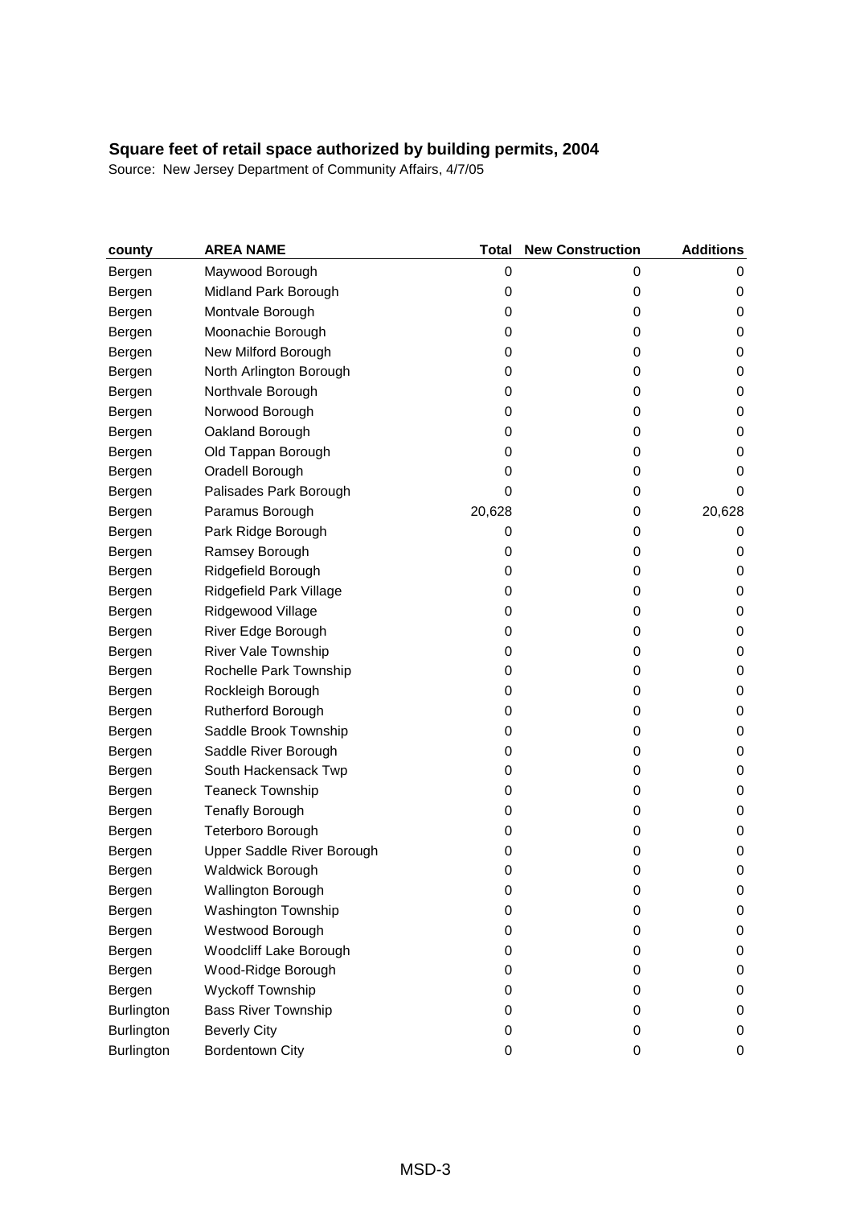**Square feet of retail space authorized by building permits, 2004**

Source: New Jersey Department of Community Affairs, 4/7/05

| county | AREA NAME | Total | New Construction | Additions |
|---|---|---|---|---|
| Bergen | Maywood Borough | 0 | 0 | 0 |
| Bergen | Midland Park Borough | 0 | 0 | 0 |
| Bergen | Montvale Borough | 0 | 0 | 0 |
| Bergen | Moonachie Borough | 0 | 0 | 0 |
| Bergen | New Milford Borough | 0 | 0 | 0 |
| Bergen | North Arlington Borough | 0 | 0 | 0 |
| Bergen | Northvale Borough | 0 | 0 | 0 |
| Bergen | Norwood Borough | 0 | 0 | 0 |
| Bergen | Oakland Borough | 0 | 0 | 0 |
| Bergen | Old Tappan Borough | 0 | 0 | 0 |
| Bergen | Oradell Borough | 0 | 0 | 0 |
| Bergen | Palisades Park Borough | 0 | 0 | 0 |
| Bergen | Paramus Borough | 20,628 | 0 | 20,628 |
| Bergen | Park Ridge Borough | 0 | 0 | 0 |
| Bergen | Ramsey Borough | 0 | 0 | 0 |
| Bergen | Ridgefield Borough | 0 | 0 | 0 |
| Bergen | Ridgefield Park Village | 0 | 0 | 0 |
| Bergen | Ridgewood Village | 0 | 0 | 0 |
| Bergen | River Edge Borough | 0 | 0 | 0 |
| Bergen | River Vale Township | 0 | 0 | 0 |
| Bergen | Rochelle Park Township | 0 | 0 | 0 |
| Bergen | Rockleigh Borough | 0 | 0 | 0 |
| Bergen | Rutherford Borough | 0 | 0 | 0 |
| Bergen | Saddle Brook Township | 0 | 0 | 0 |
| Bergen | Saddle River Borough | 0 | 0 | 0 |
| Bergen | South Hackensack Twp | 0 | 0 | 0 |
| Bergen | Teaneck Township | 0 | 0 | 0 |
| Bergen | Tenafly Borough | 0 | 0 | 0 |
| Bergen | Teterboro Borough | 0 | 0 | 0 |
| Bergen | Upper Saddle River Borough | 0 | 0 | 0 |
| Bergen | Waldwick Borough | 0 | 0 | 0 |
| Bergen | Wallington Borough | 0 | 0 | 0 |
| Bergen | Washington Township | 0 | 0 | 0 |
| Bergen | Westwood Borough | 0 | 0 | 0 |
| Bergen | Woodcliff Lake Borough | 0 | 0 | 0 |
| Bergen | Wood-Ridge Borough | 0 | 0 | 0 |
| Bergen | Wyckoff Township | 0 | 0 | 0 |
| Burlington | Bass River Township | 0 | 0 | 0 |
| Burlington | Beverly City | 0 | 0 | 0 |
| Burlington | Bordentown City | 0 | 0 | 0 |

MSD-3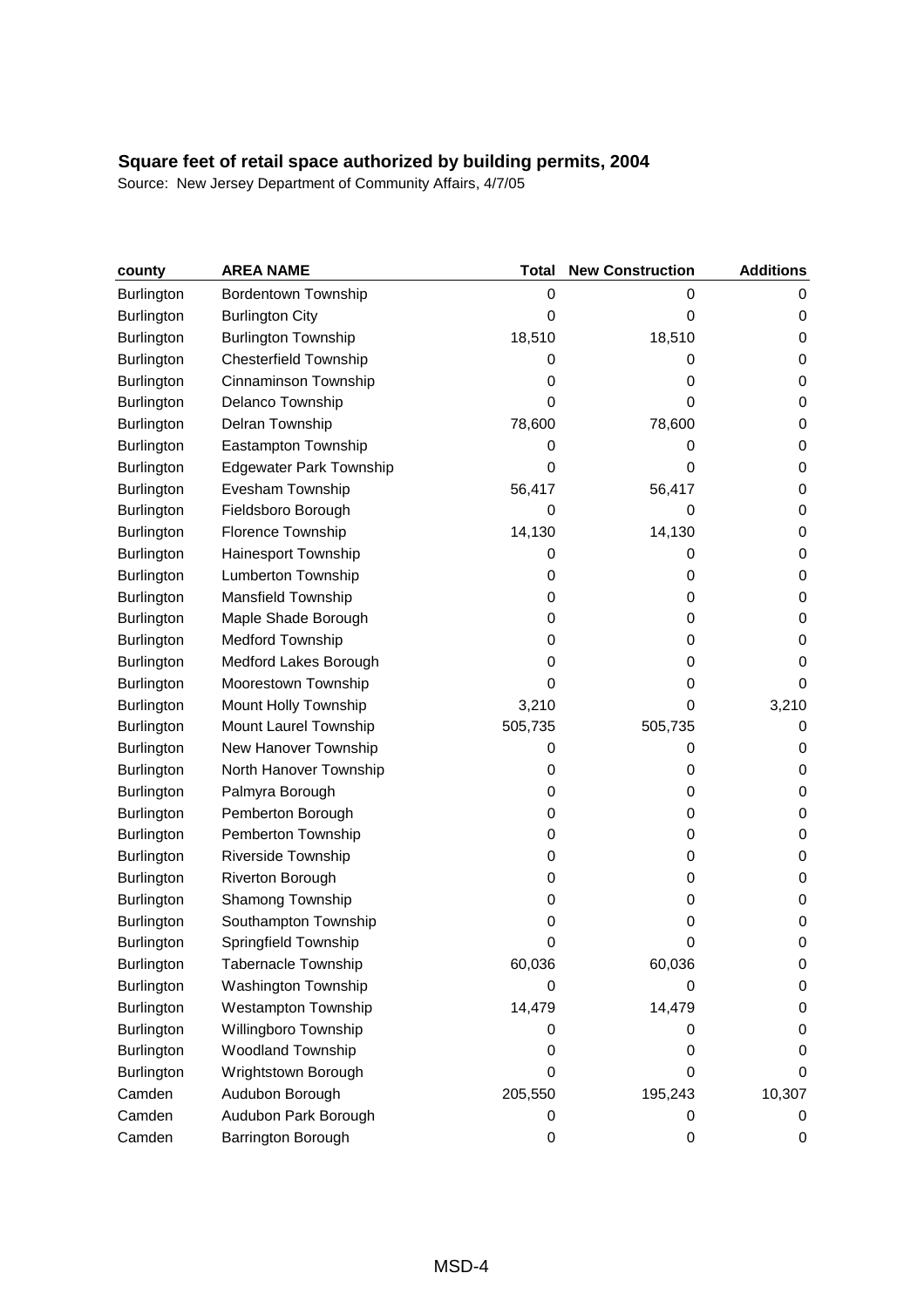**Square feet of retail space authorized by building permits, 2004**

Source: New Jersey Department of Community Affairs, 4/7/05

| county | AREA NAME | Total | New Construction | Additions |
|---|---|---|---|---|
| Burlington | Bordentown Township | 0 | 0 | 0 |
| Burlington | Burlington City | 0 | 0 | 0 |
| Burlington | Burlington Township | 18,510 | 18,510 | 0 |
| Burlington | Chesterfield Township | 0 | 0 | 0 |
| Burlington | Cinnaminson Township | 0 | 0 | 0 |
| Burlington | Delanco Township | 0 | 0 | 0 |
| Burlington | Delran Township | 78,600 | 78,600 | 0 |
| Burlington | Eastampton Township | 0 | 0 | 0 |
| Burlington | Edgewater Park Township | 0 | 0 | 0 |
| Burlington | Evesham Township | 56,417 | 56,417 | 0 |
| Burlington | Fieldsboro Borough | 0 | 0 | 0 |
| Burlington | Florence Township | 14,130 | 14,130 | 0 |
| Burlington | Hainesport Township | 0 | 0 | 0 |
| Burlington | Lumberton Township | 0 | 0 | 0 |
| Burlington | Mansfield Township | 0 | 0 | 0 |
| Burlington | Maple Shade Borough | 0 | 0 | 0 |
| Burlington | Medford Township | 0 | 0 | 0 |
| Burlington | Medford Lakes Borough | 0 | 0 | 0 |
| Burlington | Moorestown Township | 0 | 0 | 0 |
| Burlington | Mount Holly Township | 3,210 | 0 | 3,210 |
| Burlington | Mount Laurel Township | 505,735 | 505,735 | 0 |
| Burlington | New Hanover Township | 0 | 0 | 0 |
| Burlington | North Hanover Township | 0 | 0 | 0 |
| Burlington | Palmyra Borough | 0 | 0 | 0 |
| Burlington | Pemberton Borough | 0 | 0 | 0 |
| Burlington | Pemberton Township | 0 | 0 | 0 |
| Burlington | Riverside Township | 0 | 0 | 0 |
| Burlington | Riverton Borough | 0 | 0 | 0 |
| Burlington | Shamong Township | 0 | 0 | 0 |
| Burlington | Southampton Township | 0 | 0 | 0 |
| Burlington | Springfield Township | 0 | 0 | 0 |
| Burlington | Tabernacle Township | 60,036 | 60,036 | 0 |
| Burlington | Washington Township | 0 | 0 | 0 |
| Burlington | Westampton Township | 14,479 | 14,479 | 0 |
| Burlington | Willingboro Township | 0 | 0 | 0 |
| Burlington | Woodland Township | 0 | 0 | 0 |
| Burlington | Wrightstown Borough | 0 | 0 | 0 |
| Camden | Audubon Borough | 205,550 | 195,243 | 10,307 |
| Camden | Audubon Park Borough | 0 | 0 | 0 |
| Camden | Barrington Borough | 0 | 0 | 0 |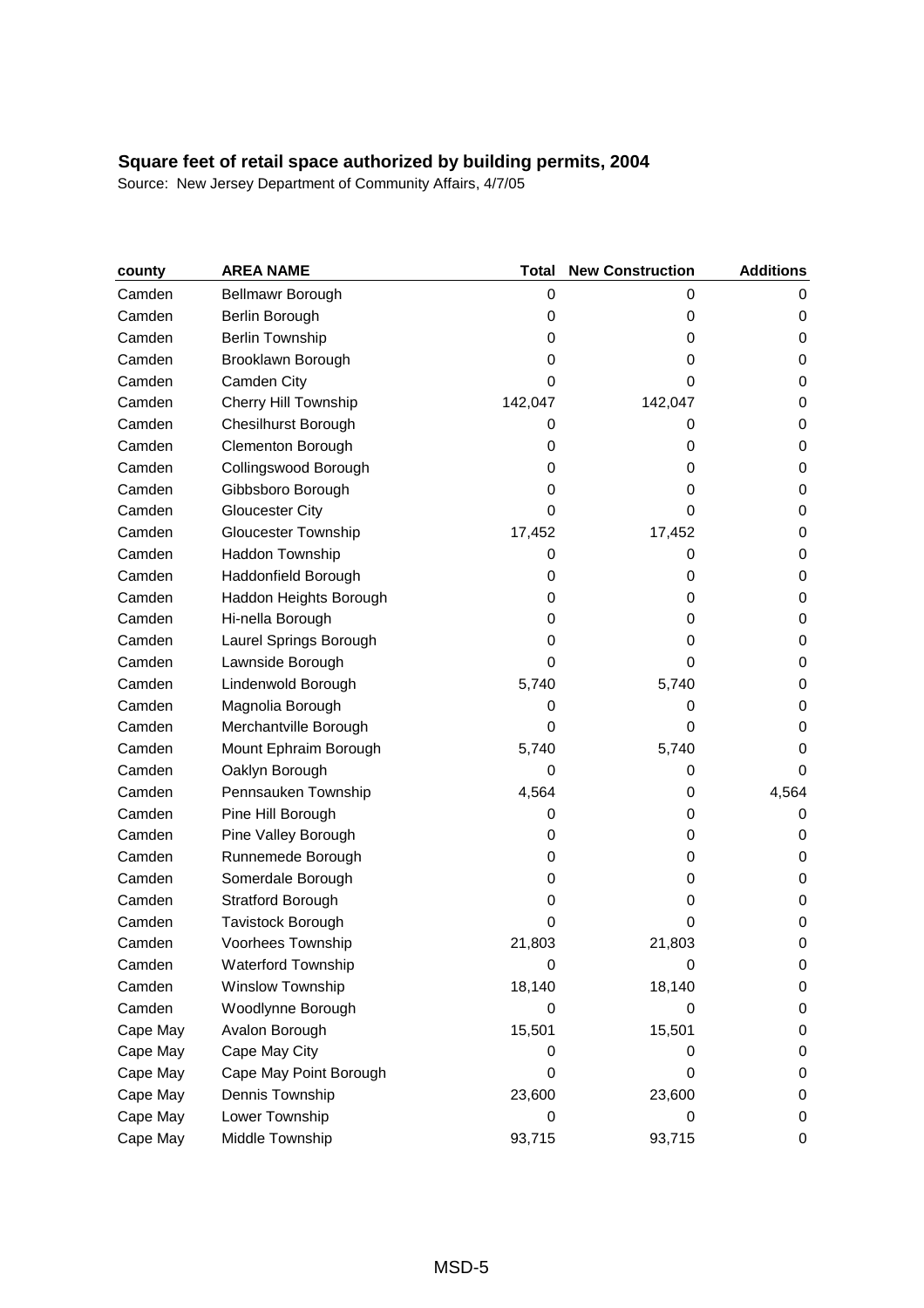## Square feet of retail space authorized by building permits, 2004

Source: New Jersey Department of Community Affairs, 4/7/05

| county | AREA NAME | Total | New Construction | Additions |
|---|---|---|---|---|
| Camden | Bellmawr Borough | 0 | 0 | 0 |
| Camden | Berlin Borough | 0 | 0 | 0 |
| Camden | Berlin Township | 0 | 0 | 0 |
| Camden | Brooklawn Borough | 0 | 0 | 0 |
| Camden | Camden City | 0 | 0 | 0 |
| Camden | Cherry Hill Township | 142,047 | 142,047 | 0 |
| Camden | Chesilhurst Borough | 0 | 0 | 0 |
| Camden | Clementon Borough | 0 | 0 | 0 |
| Camden | Collingswood Borough | 0 | 0 | 0 |
| Camden | Gibbsboro Borough | 0 | 0 | 0 |
| Camden | Gloucester City | 0 | 0 | 0 |
| Camden | Gloucester Township | 17,452 | 17,452 | 0 |
| Camden | Haddon Township | 0 | 0 | 0 |
| Camden | Haddonfield Borough | 0 | 0 | 0 |
| Camden | Haddon Heights Borough | 0 | 0 | 0 |
| Camden | Hi-nella Borough | 0 | 0 | 0 |
| Camden | Laurel Springs Borough | 0 | 0 | 0 |
| Camden | Lawnside Borough | 0 | 0 | 0 |
| Camden | Lindenwold Borough | 5,740 | 5,740 | 0 |
| Camden | Magnolia Borough | 0 | 0 | 0 |
| Camden | Merchantville Borough | 0 | 0 | 0 |
| Camden | Mount Ephraim Borough | 5,740 | 5,740 | 0 |
| Camden | Oaklyn Borough | 0 | 0 | 0 |
| Camden | Pennsauken Township | 4,564 | 0 | 4,564 |
| Camden | Pine Hill Borough | 0 | 0 | 0 |
| Camden | Pine Valley Borough | 0 | 0 | 0 |
| Camden | Runnemede Borough | 0 | 0 | 0 |
| Camden | Somerdale Borough | 0 | 0 | 0 |
| Camden | Stratford Borough | 0 | 0 | 0 |
| Camden | Tavistock Borough | 0 | 0 | 0 |
| Camden | Voorhees Township | 21,803 | 21,803 | 0 |
| Camden | Waterford Township | 0 | 0 | 0 |
| Camden | Winslow Township | 18,140 | 18,140 | 0 |
| Camden | Woodlynne Borough | 0 | 0 | 0 |
| Cape May | Avalon Borough | 15,501 | 15,501 | 0 |
| Cape May | Cape May City | 0 | 0 | 0 |
| Cape May | Cape May Point Borough | 0 | 0 | 0 |
| Cape May | Dennis Township | 23,600 | 23,600 | 0 |
| Cape May | Lower Township | 0 | 0 | 0 |
| Cape May | Middle Township | 93,715 | 93,715 | 0 |

MSD-5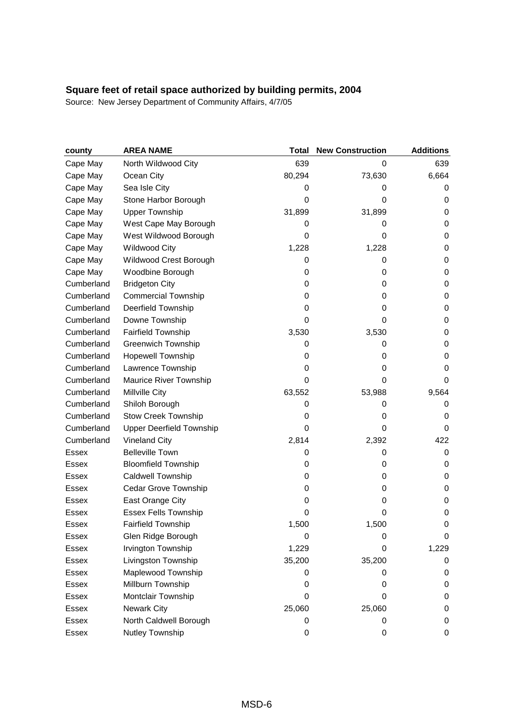**Square feet of retail space authorized by building permits, 2004**

Source: New Jersey Department of Community Affairs, 4/7/05

| county | AREA NAME | Total | New Construction | Additions |
|---|---|---|---|---|
| Cape May | North Wildwood City | 639 | 0 | 639 |
| Cape May | Ocean City | 80,294 | 73,630 | 6,664 |
| Cape May | Sea Isle City | 0 | 0 | 0 |
| Cape May | Stone Harbor Borough | 0 | 0 | 0 |
| Cape May | Upper Township | 31,899 | 31,899 | 0 |
| Cape May | West Cape May Borough | 0 | 0 | 0 |
| Cape May | West Wildwood Borough | 0 | 0 | 0 |
| Cape May | Wildwood City | 1,228 | 1,228 | 0 |
| Cape May | Wildwood Crest Borough | 0 | 0 | 0 |
| Cape May | Woodbine Borough | 0 | 0 | 0 |
| Cumberland | Bridgeton City | 0 | 0 | 0 |
| Cumberland | Commercial Township | 0 | 0 | 0 |
| Cumberland | Deerfield Township | 0 | 0 | 0 |
| Cumberland | Downe Township | 0 | 0 | 0 |
| Cumberland | Fairfield Township | 3,530 | 3,530 | 0 |
| Cumberland | Greenwich Township | 0 | 0 | 0 |
| Cumberland | Hopewell Township | 0 | 0 | 0 |
| Cumberland | Lawrence Township | 0 | 0 | 0 |
| Cumberland | Maurice River Township | 0 | 0 | 0 |
| Cumberland | Millville City | 63,552 | 53,988 | 9,564 |
| Cumberland | Shiloh Borough | 0 | 0 | 0 |
| Cumberland | Stow Creek Township | 0 | 0 | 0 |
| Cumberland | Upper Deerfield Township | 0 | 0 | 0 |
| Cumberland | Vineland City | 2,814 | 2,392 | 422 |
| Essex | Belleville Town | 0 | 0 | 0 |
| Essex | Bloomfield Township | 0 | 0 | 0 |
| Essex | Caldwell Township | 0 | 0 | 0 |
| Essex | Cedar Grove Township | 0 | 0 | 0 |
| Essex | East Orange City | 0 | 0 | 0 |
| Essex | Essex Fells Township | 0 | 0 | 0 |
| Essex | Fairfield Township | 1,500 | 1,500 | 0 |
| Essex | Glen Ridge Borough | 0 | 0 | 0 |
| Essex | Irvington Township | 1,229 | 0 | 1,229 |
| Essex | Livingston Township | 35,200 | 35,200 | 0 |
| Essex | Maplewood Township | 0 | 0 | 0 |
| Essex | Millburn Township | 0 | 0 | 0 |
| Essex | Montclair Township | 0 | 0 | 0 |
| Essex | Newark City | 25,060 | 25,060 | 0 |
| Essex | North Caldwell Borough | 0 | 0 | 0 |
| Essex | Nutley Township | 0 | 0 | 0 |

MSD-6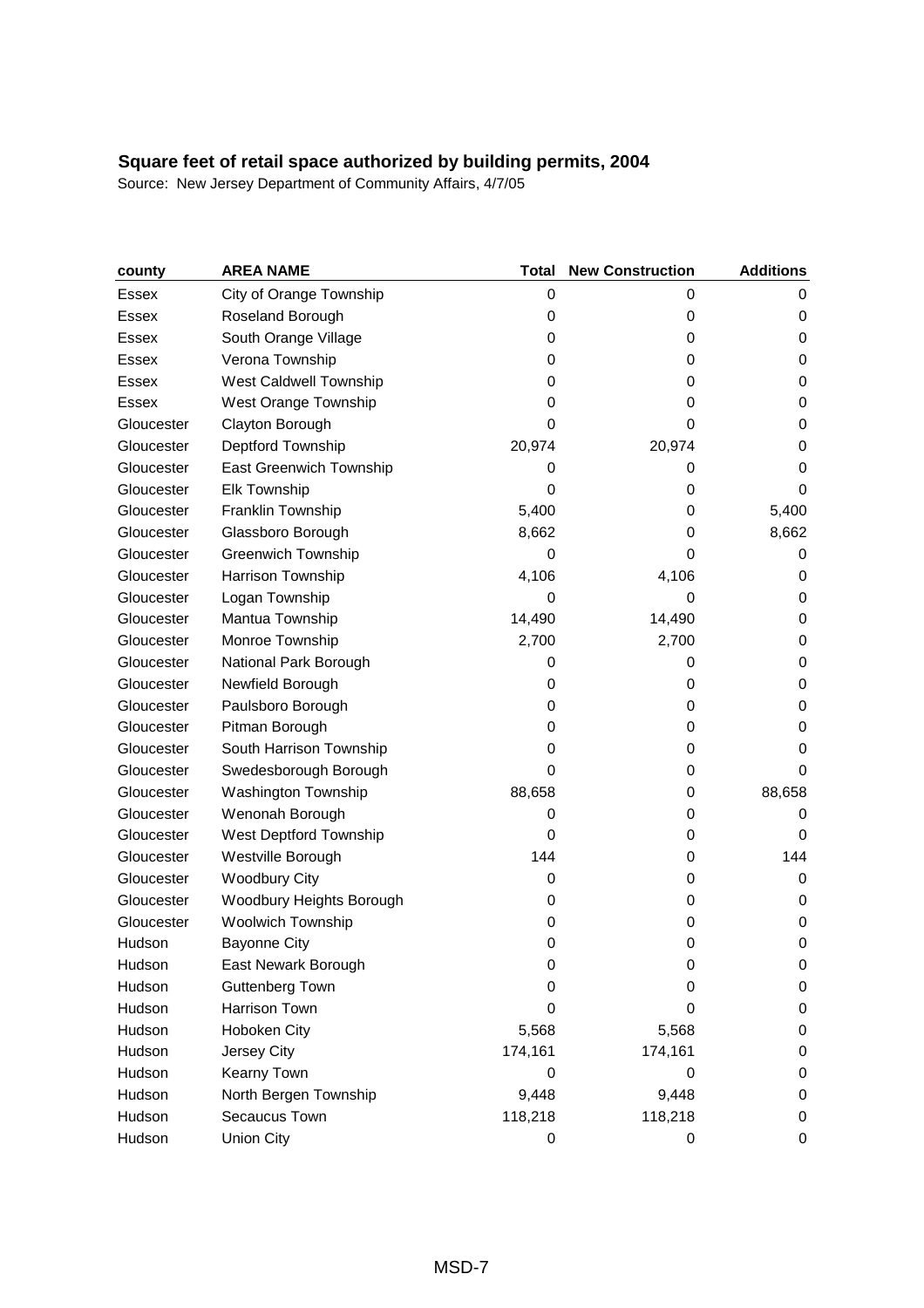## Square feet of retail space authorized by building permits, 2004

Source: New Jersey Department of Community Affairs, 4/7/05

| county | AREA NAME | Total | New Construction | Additions |
|---|---|---|---|---|
| Essex | City of Orange Township | 0 | 0 | 0 |
| Essex | Roseland Borough | 0 | 0 | 0 |
| Essex | South Orange Village | 0 | 0 | 0 |
| Essex | Verona Township | 0 | 0 | 0 |
| Essex | West Caldwell Township | 0 | 0 | 0 |
| Essex | West Orange Township | 0 | 0 | 0 |
| Gloucester | Clayton Borough | 0 | 0 | 0 |
| Gloucester | Deptford Township | 20,974 | 20,974 | 0 |
| Gloucester | East Greenwich Township | 0 | 0 | 0 |
| Gloucester | Elk Township | 0 | 0 | 0 |
| Gloucester | Franklin Township | 5,400 | 0 | 5,400 |
| Gloucester | Glassboro Borough | 8,662 | 0 | 8,662 |
| Gloucester | Greenwich Township | 0 | 0 | 0 |
| Gloucester | Harrison Township | 4,106 | 4,106 | 0 |
| Gloucester | Logan Township | 0 | 0 | 0 |
| Gloucester | Mantua Township | 14,490 | 14,490 | 0 |
| Gloucester | Monroe Township | 2,700 | 2,700 | 0 |
| Gloucester | National Park Borough | 0 | 0 | 0 |
| Gloucester | Newfield Borough | 0 | 0 | 0 |
| Gloucester | Paulsboro Borough | 0 | 0 | 0 |
| Gloucester | Pitman Borough | 0 | 0 | 0 |
| Gloucester | South Harrison Township | 0 | 0 | 0 |
| Gloucester | Swedesborough Borough | 0 | 0 | 0 |
| Gloucester | Washington Township | 88,658 | 0 | 88,658 |
| Gloucester | Wenonah Borough | 0 | 0 | 0 |
| Gloucester | West Deptford Township | 0 | 0 | 0 |
| Gloucester | Westville Borough | 144 | 0 | 144 |
| Gloucester | Woodbury City | 0 | 0 | 0 |
| Gloucester | Woodbury Heights Borough | 0 | 0 | 0 |
| Gloucester | Woolwich Township | 0 | 0 | 0 |
| Hudson | Bayonne City | 0 | 0 | 0 |
| Hudson | East Newark Borough | 0 | 0 | 0 |
| Hudson | Guttenberg Town | 0 | 0 | 0 |
| Hudson | Harrison Town | 0 | 0 | 0 |
| Hudson | Hoboken City | 5,568 | 5,568 | 0 |
| Hudson | Jersey City | 174,161 | 174,161 | 0 |
| Hudson | Kearny Town | 0 | 0 | 0 |
| Hudson | North Bergen Township | 9,448 | 9,448 | 0 |
| Hudson | Secaucus Town | 118,218 | 118,218 | 0 |
| Hudson | Union City | 0 | 0 | 0 |

MSD-7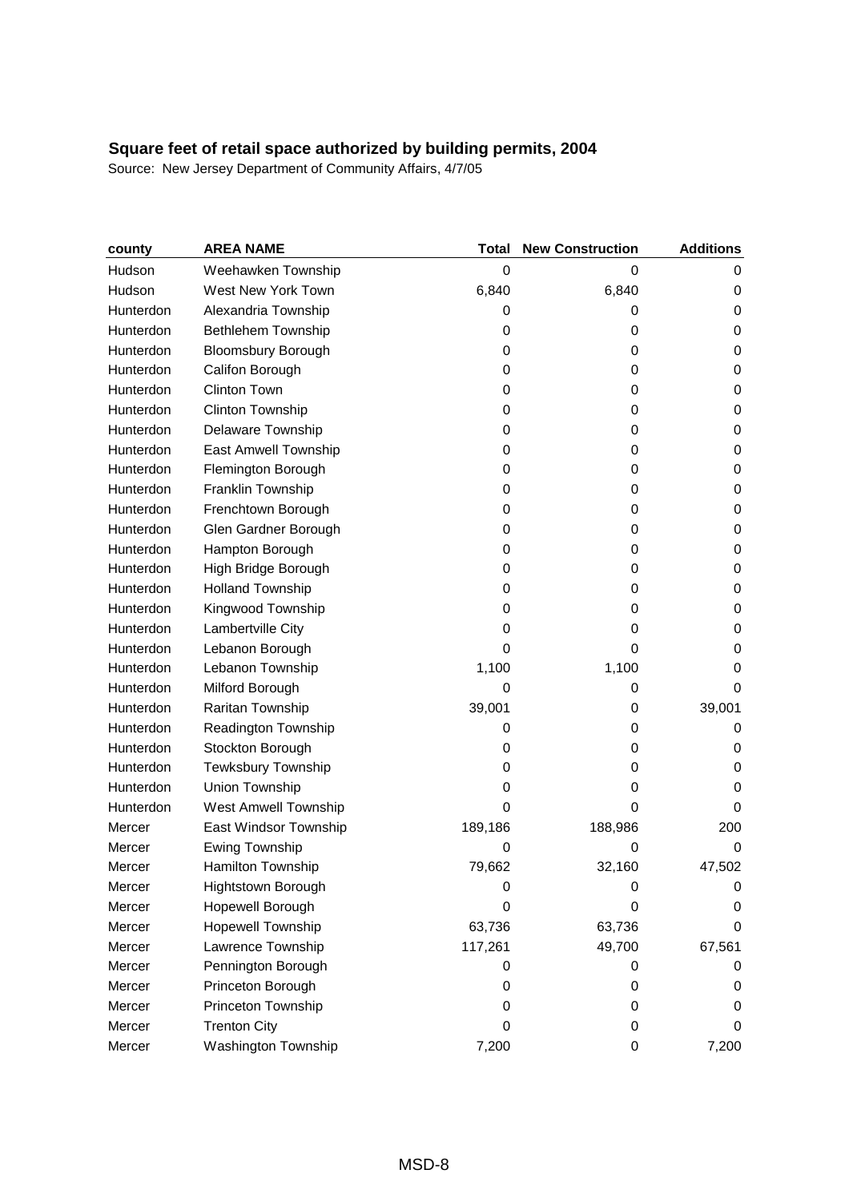**Square feet of retail space authorized by building permits, 2004**

Source: New Jersey Department of Community Affairs, 4/7/05

| county | AREA NAME | Total | New Construction | Additions |
|---|---|---|---|---|
| Hudson | Weehawken Township | 0 | 0 | 0 |
| Hudson | West New York Town | 6,840 | 6,840 | 0 |
| Hunterdon | Alexandria Township | 0 | 0 | 0 |
| Hunterdon | Bethlehem Township | 0 | 0 | 0 |
| Hunterdon | Bloomsbury Borough | 0 | 0 | 0 |
| Hunterdon | Califon Borough | 0 | 0 | 0 |
| Hunterdon | Clinton Town | 0 | 0 | 0 |
| Hunterdon | Clinton Township | 0 | 0 | 0 |
| Hunterdon | Delaware Township | 0 | 0 | 0 |
| Hunterdon | East Amwell Township | 0 | 0 | 0 |
| Hunterdon | Flemington Borough | 0 | 0 | 0 |
| Hunterdon | Franklin Township | 0 | 0 | 0 |
| Hunterdon | Frenchtown Borough | 0 | 0 | 0 |
| Hunterdon | Glen Gardner Borough | 0 | 0 | 0 |
| Hunterdon | Hampton Borough | 0 | 0 | 0 |
| Hunterdon | High Bridge Borough | 0 | 0 | 0 |
| Hunterdon | Holland Township | 0 | 0 | 0 |
| Hunterdon | Kingwood Township | 0 | 0 | 0 |
| Hunterdon | Lambertville City | 0 | 0 | 0 |
| Hunterdon | Lebanon Borough | 0 | 0 | 0 |
| Hunterdon | Lebanon Township | 1,100 | 1,100 | 0 |
| Hunterdon | Milford Borough | 0 | 0 | 0 |
| Hunterdon | Raritan Township | 39,001 | 0 | 39,001 |
| Hunterdon | Readington Township | 0 | 0 | 0 |
| Hunterdon | Stockton Borough | 0 | 0 | 0 |
| Hunterdon | Tewksbury Township | 0 | 0 | 0 |
| Hunterdon | Union Township | 0 | 0 | 0 |
| Hunterdon | West Amwell Township | 0 | 0 | 0 |
| Mercer | East Windsor Township | 189,186 | 188,986 | 200 |
| Mercer | Ewing Township | 0 | 0 | 0 |
| Mercer | Hamilton Township | 79,662 | 32,160 | 47,502 |
| Mercer | Hightstown Borough | 0 | 0 | 0 |
| Mercer | Hopewell Borough | 0 | 0 | 0 |
| Mercer | Hopewell Township | 63,736 | 63,736 | 0 |
| Mercer | Lawrence Township | 117,261 | 49,700 | 67,561 |
| Mercer | Pennington Borough | 0 | 0 | 0 |
| Mercer | Princeton Borough | 0 | 0 | 0 |
| Mercer | Princeton Township | 0 | 0 | 0 |
| Mercer | Trenton City | 0 | 0 | 0 |
| Mercer | Washington Township | 7,200 | 0 | 7,200 |

MSD-8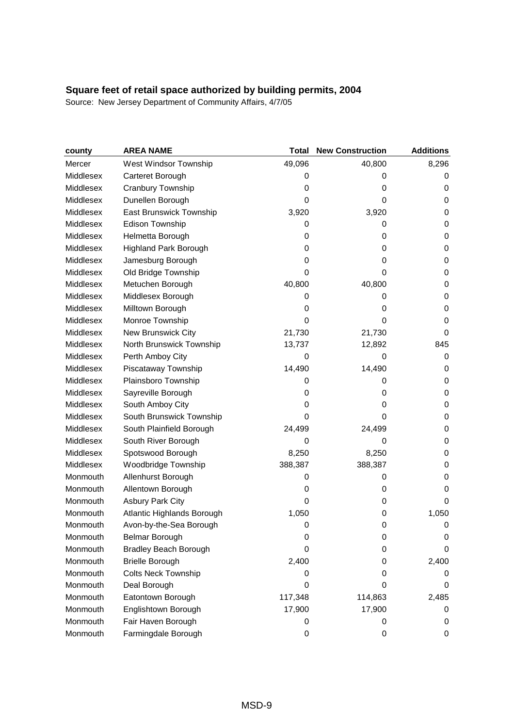**Square feet of retail space authorized by building permits, 2004**

Source: New Jersey Department of Community Affairs, 4/7/05

| county | AREA NAME | Total | New Construction | Additions |
|---|---|---|---|---|
| Mercer | West Windsor Township | 49,096 | 40,800 | 8,296 |
| Middlesex | Carteret Borough | 0 | 0 | 0 |
| Middlesex | Cranbury Township | 0 | 0 | 0 |
| Middlesex | Dunellen Borough | 0 | 0 | 0 |
| Middlesex | East Brunswick Township | 3,920 | 3,920 | 0 |
| Middlesex | Edison Township | 0 | 0 | 0 |
| Middlesex | Helmetta Borough | 0 | 0 | 0 |
| Middlesex | Highland Park Borough | 0 | 0 | 0 |
| Middlesex | Jamesburg Borough | 0 | 0 | 0 |
| Middlesex | Old Bridge Township | 0 | 0 | 0 |
| Middlesex | Metuchen Borough | 40,800 | 40,800 | 0 |
| Middlesex | Middlesex Borough | 0 | 0 | 0 |
| Middlesex | Milltown Borough | 0 | 0 | 0 |
| Middlesex | Monroe Township | 0 | 0 | 0 |
| Middlesex | New Brunswick City | 21,730 | 21,730 | 0 |
| Middlesex | North Brunswick Township | 13,737 | 12,892 | 845 |
| Middlesex | Perth Amboy City | 0 | 0 | 0 |
| Middlesex | Piscataway Township | 14,490 | 14,490 | 0 |
| Middlesex | Plainsboro Township | 0 | 0 | 0 |
| Middlesex | Sayreville Borough | 0 | 0 | 0 |
| Middlesex | South Amboy City | 0 | 0 | 0 |
| Middlesex | South Brunswick Township | 0 | 0 | 0 |
| Middlesex | South Plainfield Borough | 24,499 | 24,499 | 0 |
| Middlesex | South River Borough | 0 | 0 | 0 |
| Middlesex | Spotswood Borough | 8,250 | 8,250 | 0 |
| Middlesex | Woodbridge Township | 388,387 | 388,387 | 0 |
| Monmouth | Allenhurst Borough | 0 | 0 | 0 |
| Monmouth | Allentown Borough | 0 | 0 | 0 |
| Monmouth | Asbury Park City | 0 | 0 | 0 |
| Monmouth | Atlantic Highlands Borough | 1,050 | 0 | 1,050 |
| Monmouth | Avon-by-the-Sea Borough | 0 | 0 | 0 |
| Monmouth | Belmar Borough | 0 | 0 | 0 |
| Monmouth | Bradley Beach Borough | 0 | 0 | 0 |
| Monmouth | Brielle Borough | 2,400 | 0 | 2,400 |
| Monmouth | Colts Neck Township | 0 | 0 | 0 |
| Monmouth | Deal Borough | 0 | 0 | 0 |
| Monmouth | Eatontown Borough | 117,348 | 114,863 | 2,485 |
| Monmouth | Englishtown Borough | 17,900 | 17,900 | 0 |
| Monmouth | Fair Haven Borough | 0 | 0 | 0 |
| Monmouth | Farmingdale Borough | 0 | 0 | 0 |

MSD-9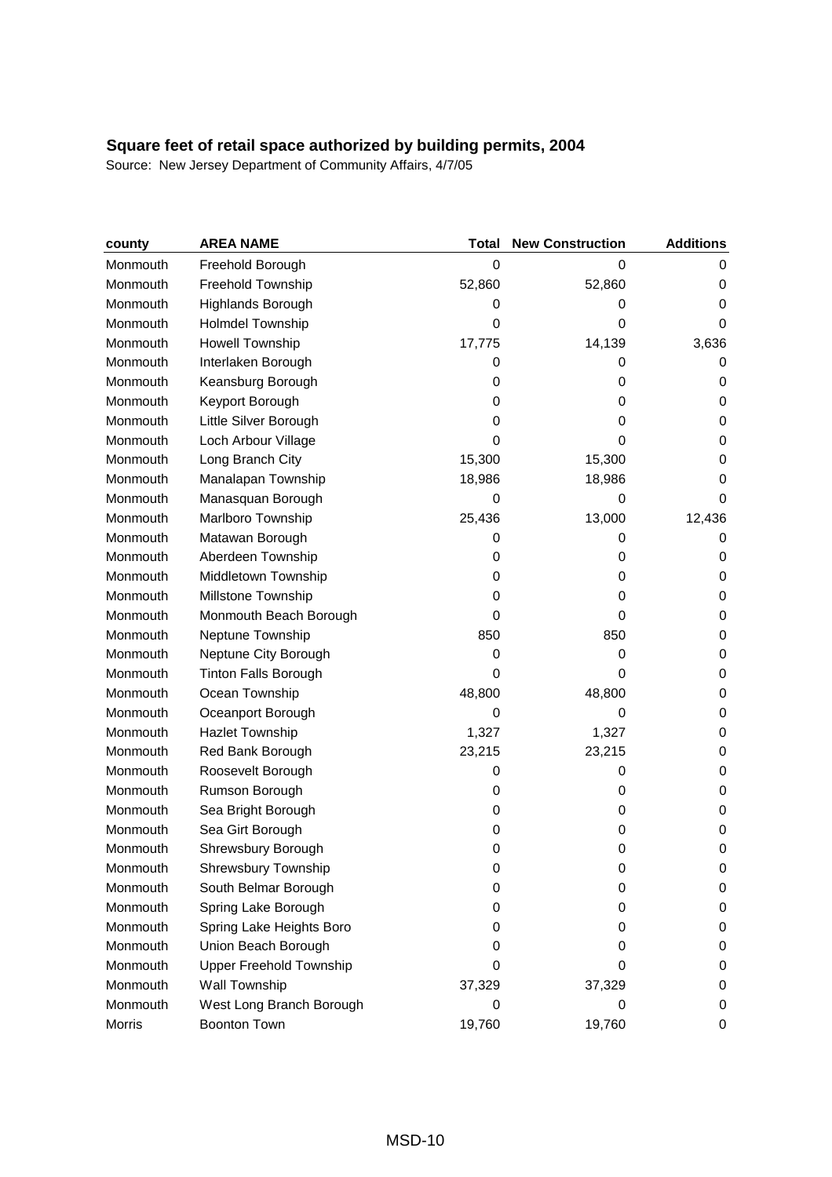**Square feet of retail space authorized by building permits, 2004**

Source: New Jersey Department of Community Affairs, 4/7/05

| county | AREA NAME | Total | New Construction | Additions |
|---|---|---|---|---|
| Monmouth | Freehold Borough | 0 | 0 | 0 |
| Monmouth | Freehold Township | 52,860 | 52,860 | 0 |
| Monmouth | Highlands Borough | 0 | 0 | 0 |
| Monmouth | Holmdel Township | 0 | 0 | 0 |
| Monmouth | Howell Township | 17,775 | 14,139 | 3,636 |
| Monmouth | Interlaken Borough | 0 | 0 | 0 |
| Monmouth | Keansburg Borough | 0 | 0 | 0 |
| Monmouth | Keyport Borough | 0 | 0 | 0 |
| Monmouth | Little Silver Borough | 0 | 0 | 0 |
| Monmouth | Loch Arbour Village | 0 | 0 | 0 |
| Monmouth | Long Branch City | 15,300 | 15,300 | 0 |
| Monmouth | Manalapan Township | 18,986 | 18,986 | 0 |
| Monmouth | Manasquan Borough | 0 | 0 | 0 |
| Monmouth | Marlboro Township | 25,436 | 13,000 | 12,436 |
| Monmouth | Matawan Borough | 0 | 0 | 0 |
| Monmouth | Aberdeen Township | 0 | 0 | 0 |
| Monmouth | Middletown Township | 0 | 0 | 0 |
| Monmouth | Millstone Township | 0 | 0 | 0 |
| Monmouth | Monmouth Beach Borough | 0 | 0 | 0 |
| Monmouth | Neptune Township | 850 | 850 | 0 |
| Monmouth | Neptune City Borough | 0 | 0 | 0 |
| Monmouth | Tinton Falls Borough | 0 | 0 | 0 |
| Monmouth | Ocean Township | 48,800 | 48,800 | 0 |
| Monmouth | Oceanport Borough | 0 | 0 | 0 |
| Monmouth | Hazlet Township | 1,327 | 1,327 | 0 |
| Monmouth | Red Bank Borough | 23,215 | 23,215 | 0 |
| Monmouth | Roosevelt Borough | 0 | 0 | 0 |
| Monmouth | Rumson Borough | 0 | 0 | 0 |
| Monmouth | Sea Bright Borough | 0 | 0 | 0 |
| Monmouth | Sea Girt Borough | 0 | 0 | 0 |
| Monmouth | Shrewsbury Borough | 0 | 0 | 0 |
| Monmouth | Shrewsbury Township | 0 | 0 | 0 |
| Monmouth | South Belmar Borough | 0 | 0 | 0 |
| Monmouth | Spring Lake Borough | 0 | 0 | 0 |
| Monmouth | Spring Lake Heights Boro | 0 | 0 | 0 |
| Monmouth | Union Beach Borough | 0 | 0 | 0 |
| Monmouth | Upper Freehold Township | 0 | 0 | 0 |
| Monmouth | Wall Township | 37,329 | 37,329 | 0 |
| Monmouth | West Long Branch Borough | 0 | 0 | 0 |
| Morris | Boonton Town | 19,760 | 19,760 | 0 |

MSD-10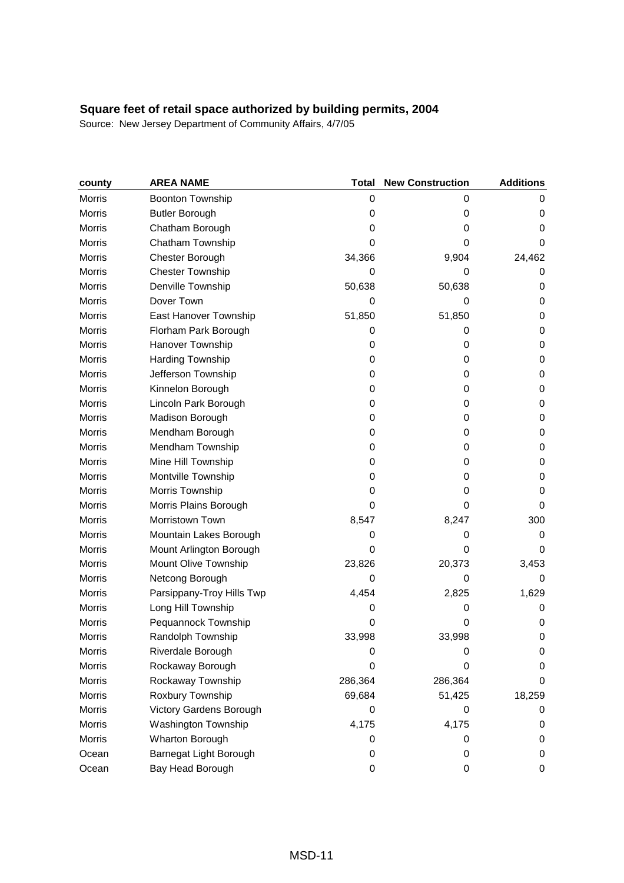**Square feet of retail space authorized by building permits, 2004**

Source: New Jersey Department of Community Affairs, 4/7/05

| county | AREA NAME | Total | New Construction | Additions |
|---|---|---|---|---|
| Morris | Boonton Township | 0 | 0 | 0 |
| Morris | Butler Borough | 0 | 0 | 0 |
| Morris | Chatham Borough | 0 | 0 | 0 |
| Morris | Chatham Township | 0 | 0 | 0 |
| Morris | Chester Borough | 34,366 | 9,904 | 24,462 |
| Morris | Chester Township | 0 | 0 | 0 |
| Morris | Denville Township | 50,638 | 50,638 | 0 |
| Morris | Dover Town | 0 | 0 | 0 |
| Morris | East Hanover Township | 51,850 | 51,850 | 0 |
| Morris | Florham Park Borough | 0 | 0 | 0 |
| Morris | Hanover Township | 0 | 0 | 0 |
| Morris | Harding Township | 0 | 0 | 0 |
| Morris | Jefferson Township | 0 | 0 | 0 |
| Morris | Kinnelon Borough | 0 | 0 | 0 |
| Morris | Lincoln Park Borough | 0 | 0 | 0 |
| Morris | Madison Borough | 0 | 0 | 0 |
| Morris | Mendham Borough | 0 | 0 | 0 |
| Morris | Mendham Township | 0 | 0 | 0 |
| Morris | Mine Hill Township | 0 | 0 | 0 |
| Morris | Montville Township | 0 | 0 | 0 |
| Morris | Morris Township | 0 | 0 | 0 |
| Morris | Morris Plains Borough | 0 | 0 | 0 |
| Morris | Morristown Town | 8,547 | 8,247 | 300 |
| Morris | Mountain Lakes Borough | 0 | 0 | 0 |
| Morris | Mount Arlington Borough | 0 | 0 | 0 |
| Morris | Mount Olive Township | 23,826 | 20,373 | 3,453 |
| Morris | Netcong Borough | 0 | 0 | 0 |
| Morris | Parsippany-Troy Hills Twp | 4,454 | 2,825 | 1,629 |
| Morris | Long Hill Township | 0 | 0 | 0 |
| Morris | Pequannock Township | 0 | 0 | 0 |
| Morris | Randolph Township | 33,998 | 33,998 | 0 |
| Morris | Riverdale Borough | 0 | 0 | 0 |
| Morris | Rockaway Borough | 0 | 0 | 0 |
| Morris | Rockaway Township | 286,364 | 286,364 | 0 |
| Morris | Roxbury Township | 69,684 | 51,425 | 18,259 |
| Morris | Victory Gardens Borough | 0 | 0 | 0 |
| Morris | Washington Township | 4,175 | 4,175 | 0 |
| Morris | Wharton Borough | 0 | 0 | 0 |
| Ocean | Barnegat Light Borough | 0 | 0 | 0 |
| Ocean | Bay Head Borough | 0 | 0 | 0 |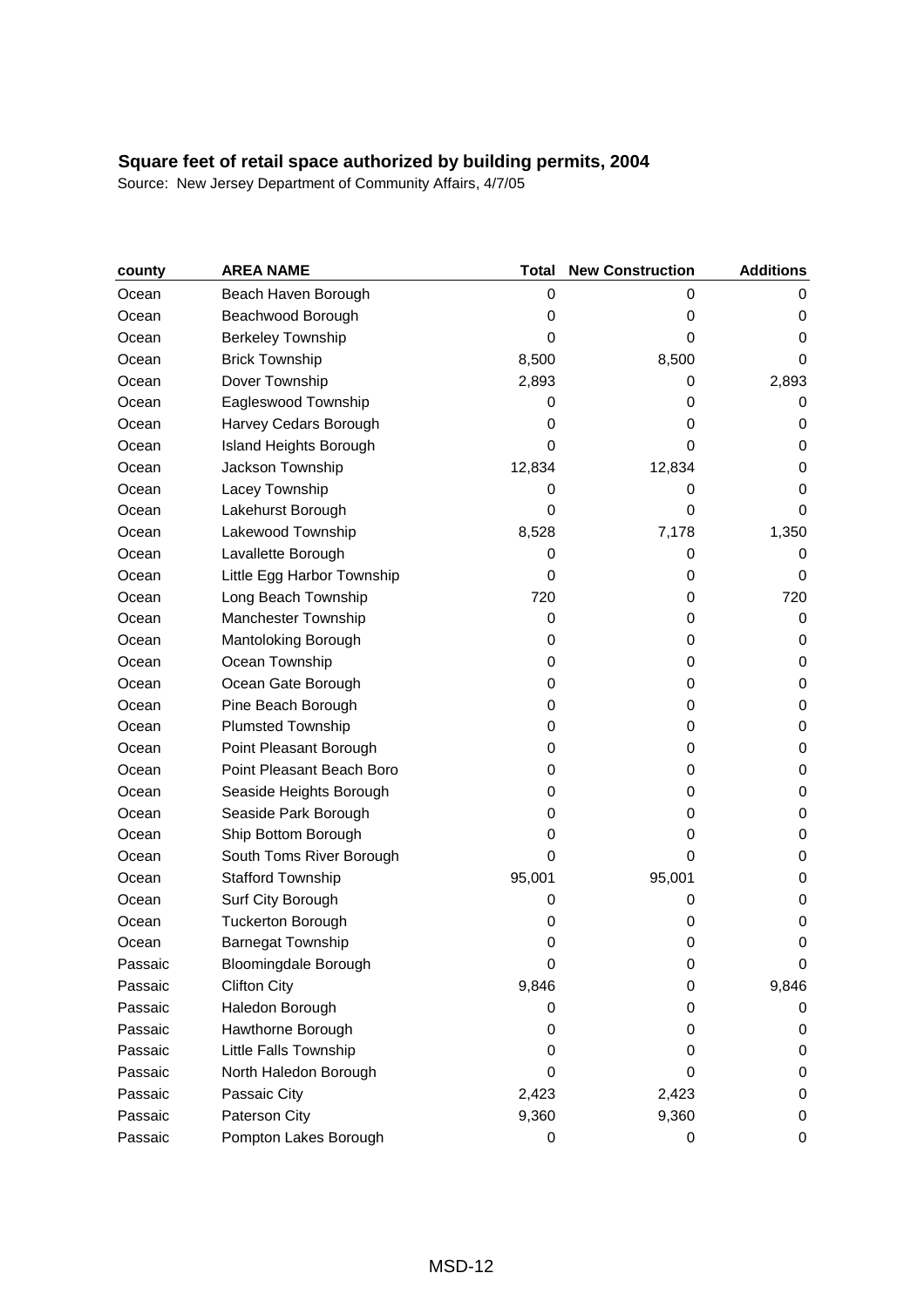**Square feet of retail space authorized by building permits, 2004**

Source: New Jersey Department of Community Affairs, 4/7/05

| county | AREA NAME | Total | New Construction | Additions |
|---|---|---|---|---|
| Ocean | Beach Haven Borough | 0 | 0 | 0 |
| Ocean | Beachwood Borough | 0 | 0 | 0 |
| Ocean | Berkeley Township | 0 | 0 | 0 |
| Ocean | Brick Township | 8,500 | 8,500 | 0 |
| Ocean | Dover Township | 2,893 | 0 | 2,893 |
| Ocean | Eagleswood Township | 0 | 0 | 0 |
| Ocean | Harvey Cedars Borough | 0 | 0 | 0 |
| Ocean | Island Heights Borough | 0 | 0 | 0 |
| Ocean | Jackson Township | 12,834 | 12,834 | 0 |
| Ocean | Lacey Township | 0 | 0 | 0 |
| Ocean | Lakehurst Borough | 0 | 0 | 0 |
| Ocean | Lakewood Township | 8,528 | 7,178 | 1,350 |
| Ocean | Lavallette Borough | 0 | 0 | 0 |
| Ocean | Little Egg Harbor Township | 0 | 0 | 0 |
| Ocean | Long Beach Township | 720 | 0 | 720 |
| Ocean | Manchester Township | 0 | 0 | 0 |
| Ocean | Mantoloking Borough | 0 | 0 | 0 |
| Ocean | Ocean Township | 0 | 0 | 0 |
| Ocean | Ocean Gate Borough | 0 | 0 | 0 |
| Ocean | Pine Beach Borough | 0 | 0 | 0 |
| Ocean | Plumsted Township | 0 | 0 | 0 |
| Ocean | Point Pleasant Borough | 0 | 0 | 0 |
| Ocean | Point Pleasant Beach Boro | 0 | 0 | 0 |
| Ocean | Seaside Heights Borough | 0 | 0 | 0 |
| Ocean | Seaside Park Borough | 0 | 0 | 0 |
| Ocean | Ship Bottom Borough | 0 | 0 | 0 |
| Ocean | South Toms River Borough | 0 | 0 | 0 |
| Ocean | Stafford Township | 95,001 | 95,001 | 0 |
| Ocean | Surf City Borough | 0 | 0 | 0 |
| Ocean | Tuckerton Borough | 0 | 0 | 0 |
| Ocean | Barnegat Township | 0 | 0 | 0 |
| Passaic | Bloomingdale Borough | 0 | 0 | 0 |
| Passaic | Clifton City | 9,846 | 0 | 9,846 |
| Passaic | Haledon Borough | 0 | 0 | 0 |
| Passaic | Hawthorne Borough | 0 | 0 | 0 |
| Passaic | Little Falls Township | 0 | 0 | 0 |
| Passaic | North Haledon Borough | 0 | 0 | 0 |
| Passaic | Passaic City | 2,423 | 2,423 | 0 |
| Passaic | Paterson City | 9,360 | 9,360 | 0 |
| Passaic | Pompton Lakes Borough | 0 | 0 | 0 |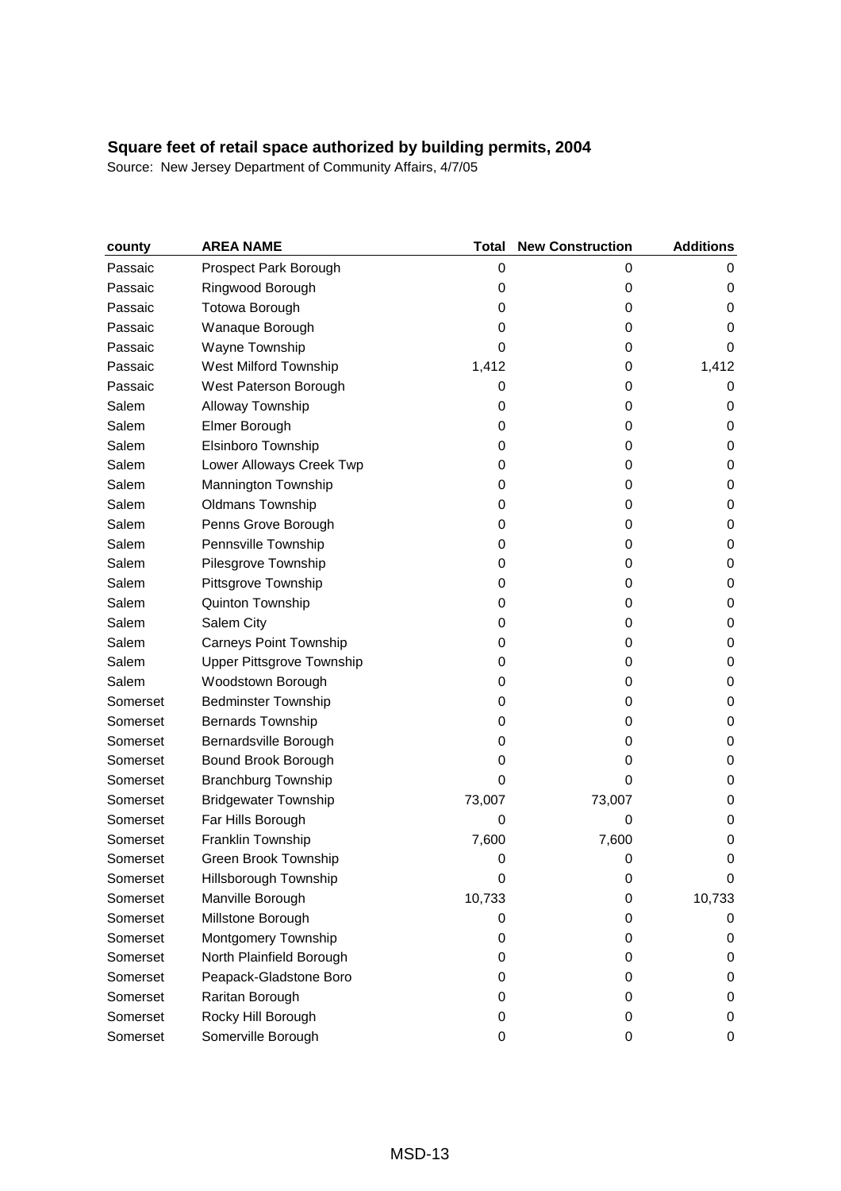**Square feet of retail space authorized by building permits, 2004**

Source: New Jersey Department of Community Affairs, 4/7/05

| county | AREA NAME | Total | New Construction | Additions |
|---|---|---|---|---|
| Passaic | Prospect Park Borough | 0 | 0 | 0 |
| Passaic | Ringwood Borough | 0 | 0 | 0 |
| Passaic | Totowa Borough | 0 | 0 | 0 |
| Passaic | Wanaque Borough | 0 | 0 | 0 |
| Passaic | Wayne Township | 0 | 0 | 0 |
| Passaic | West Milford Township | 1,412 | 0 | 1,412 |
| Passaic | West Paterson Borough | 0 | 0 | 0 |
| Salem | Alloway Township | 0 | 0 | 0 |
| Salem | Elmer Borough | 0 | 0 | 0 |
| Salem | Elsinboro Township | 0 | 0 | 0 |
| Salem | Lower Alloways Creek Twp | 0 | 0 | 0 |
| Salem | Mannington Township | 0 | 0 | 0 |
| Salem | Oldmans Township | 0 | 0 | 0 |
| Salem | Penns Grove Borough | 0 | 0 | 0 |
| Salem | Pennsville Township | 0 | 0 | 0 |
| Salem | Pilesgrove Township | 0 | 0 | 0 |
| Salem | Pittsgrove Township | 0 | 0 | 0 |
| Salem | Quinton Township | 0 | 0 | 0 |
| Salem | Salem City | 0 | 0 | 0 |
| Salem | Carneys Point Township | 0 | 0 | 0 |
| Salem | Upper Pittsgrove Township | 0 | 0 | 0 |
| Salem | Woodstown Borough | 0 | 0 | 0 |
| Somerset | Bedminster Township | 0 | 0 | 0 |
| Somerset | Bernards Township | 0 | 0 | 0 |
| Somerset | Bernardsville Borough | 0 | 0 | 0 |
| Somerset | Bound Brook Borough | 0 | 0 | 0 |
| Somerset | Branchburg Township | 0 | 0 | 0 |
| Somerset | Bridgewater Township | 73,007 | 73,007 | 0 |
| Somerset | Far Hills Borough | 0 | 0 | 0 |
| Somerset | Franklin Township | 7,600 | 7,600 | 0 |
| Somerset | Green Brook Township | 0 | 0 | 0 |
| Somerset | Hillsborough Township | 0 | 0 | 0 |
| Somerset | Manville Borough | 10,733 | 0 | 10,733 |
| Somerset | Millstone Borough | 0 | 0 | 0 |
| Somerset | Montgomery Township | 0 | 0 | 0 |
| Somerset | North Plainfield Borough | 0 | 0 | 0 |
| Somerset | Peapack-Gladstone Boro | 0 | 0 | 0 |
| Somerset | Raritan Borough | 0 | 0 | 0 |
| Somerset | Rocky Hill Borough | 0 | 0 | 0 |
| Somerset | Somerville Borough | 0 | 0 | 0 |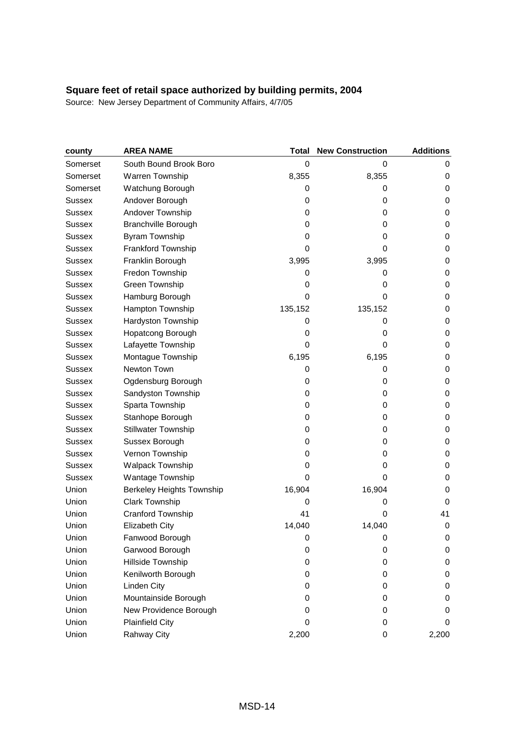**Square feet of retail space authorized by building permits, 2004**

Source: New Jersey Department of Community Affairs, 4/7/05

| county | AREA NAME | Total | New Construction | Additions |
|---|---|---|---|---|
| Somerset | South Bound Brook Boro | 0 | 0 | 0 |
| Somerset | Warren Township | 8,355 | 8,355 | 0 |
| Somerset | Watchung Borough | 0 | 0 | 0 |
| Sussex | Andover Borough | 0 | 0 | 0 |
| Sussex | Andover Township | 0 | 0 | 0 |
| Sussex | Branchville Borough | 0 | 0 | 0 |
| Sussex | Byram Township | 0 | 0 | 0 |
| Sussex | Frankford Township | 0 | 0 | 0 |
| Sussex | Franklin Borough | 3,995 | 3,995 | 0 |
| Sussex | Fredon Township | 0 | 0 | 0 |
| Sussex | Green Township | 0 | 0 | 0 |
| Sussex | Hamburg Borough | 0 | 0 | 0 |
| Sussex | Hampton Township | 135,152 | 135,152 | 0 |
| Sussex | Hardyston Township | 0 | 0 | 0 |
| Sussex | Hopatcong Borough | 0 | 0 | 0 |
| Sussex | Lafayette Township | 0 | 0 | 0 |
| Sussex | Montague Township | 6,195 | 6,195 | 0 |
| Sussex | Newton Town | 0 | 0 | 0 |
| Sussex | Ogdensburg Borough | 0 | 0 | 0 |
| Sussex | Sandyston Township | 0 | 0 | 0 |
| Sussex | Sparta Township | 0 | 0 | 0 |
| Sussex | Stanhope Borough | 0 | 0 | 0 |
| Sussex | Stillwater Township | 0 | 0 | 0 |
| Sussex | Sussex Borough | 0 | 0 | 0 |
| Sussex | Vernon Township | 0 | 0 | 0 |
| Sussex | Walpack Township | 0 | 0 | 0 |
| Sussex | Wantage Township | 0 | 0 | 0 |
| Union | Berkeley Heights Township | 16,904 | 16,904 | 0 |
| Union | Clark Township | 0 | 0 | 0 |
| Union | Cranford Township | 41 | 0 | 41 |
| Union | Elizabeth City | 14,040 | 14,040 | 0 |
| Union | Fanwood Borough | 0 | 0 | 0 |
| Union | Garwood Borough | 0 | 0 | 0 |
| Union | Hillside Township | 0 | 0 | 0 |
| Union | Kenilworth Borough | 0 | 0 | 0 |
| Union | Linden City | 0 | 0 | 0 |
| Union | Mountainside Borough | 0 | 0 | 0 |
| Union | New Providence Borough | 0 | 0 | 0 |
| Union | Plainfield City | 0 | 0 | 0 |
| Union | Rahway City | 2,200 | 0 | 2,200 |

MSD-14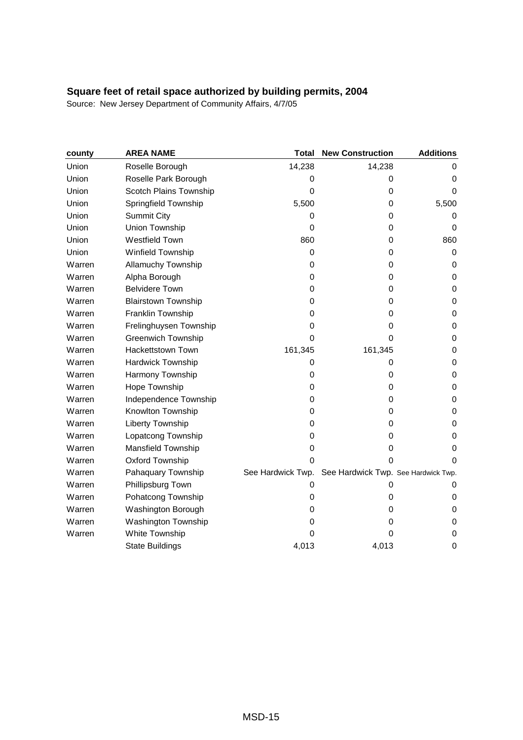**Square feet of retail space authorized by building permits, 2004**

Source: New Jersey Department of Community Affairs, 4/7/05

| county | AREA NAME | Total | New Construction | Additions |
|---|---|---|---|---|
| Union | Roselle Borough | 14,238 | 14,238 | 0 |
| Union | Roselle Park Borough | 0 | 0 | 0 |
| Union | Scotch Plains Township | 0 | 0 | 0 |
| Union | Springfield Township | 5,500 | 0 | 5,500 |
| Union | Summit City | 0 | 0 | 0 |
| Union | Union Township | 0 | 0 | 0 |
| Union | Westfield Town | 860 | 0 | 860 |
| Union | Winfield Township | 0 | 0 | 0 |
| Warren | Allamuchy Township | 0 | 0 | 0 |
| Warren | Alpha Borough | 0 | 0 | 0 |
| Warren | Belvidere Town | 0 | 0 | 0 |
| Warren | Blairstown Township | 0 | 0 | 0 |
| Warren | Franklin Township | 0 | 0 | 0 |
| Warren | Frelinghuysen Township | 0 | 0 | 0 |
| Warren | Greenwich Township | 0 | 0 | 0 |
| Warren | Hackettstown Town | 161,345 | 161,345 | 0 |
| Warren | Hardwick Township | 0 | 0 | 0 |
| Warren | Harmony Township | 0 | 0 | 0 |
| Warren | Hope Township | 0 | 0 | 0 |
| Warren | Independence Township | 0 | 0 | 0 |
| Warren | Knowlton Township | 0 | 0 | 0 |
| Warren | Liberty Township | 0 | 0 | 0 |
| Warren | Lopatcong Township | 0 | 0 | 0 |
| Warren | Mansfield Township | 0 | 0 | 0 |
| Warren | Oxford Township | 0 | 0 | 0 |
| Warren | Pahaquary Township | See Hardwick Twp. | See Hardwick Twp. | See Hardwick Twp. |
| Warren | Phillipsburg Town | 0 | 0 | 0 |
| Warren | Pohatcong Township | 0 | 0 | 0 |
| Warren | Washington Borough | 0 | 0 | 0 |
| Warren | Washington Township | 0 | 0 | 0 |
| Warren | White Township | 0 | 0 | 0 |
| | State Buildings | 4,013 | 4,013 | 0 |

MSD-15